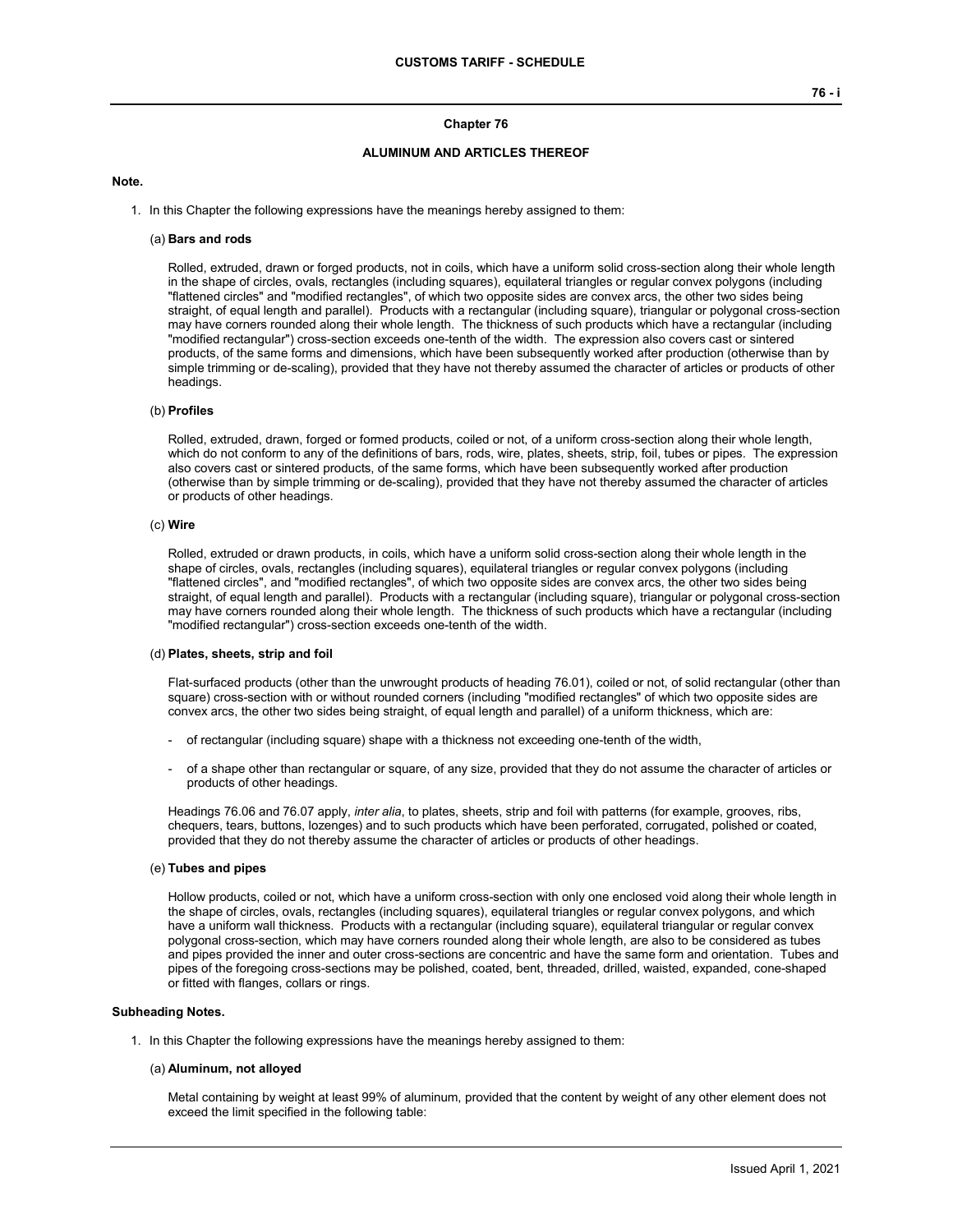# Chapter 76

## ALUMINUM AND ARTICLES THEREOF

**Note.**

1. In this Chapter the following expressions have the meanings hereby assigned to them:

   (a) **Bars and rods**

   Rolled, extruded, drawn or forged products, not in coils, which have a uniform solid cross-section along their whole length in the shape of circles, ovals, rectangles (including squares), equilateral triangles or regular convex polygons (including "flattened circles" and "modified rectangles", of which two opposite sides are convex arcs, the other two sides being straight, of equal length and parallel). Products with a rectangular (including square), triangular or polygonal cross-section may have corners rounded along their whole length. The thickness of such products which have a rectangular (including "modified rectangular") cross-section exceeds one-tenth of the width. The expression also covers cast or sintered products, of the same forms and dimensions, which have been subsequently worked after production (otherwise than by simple trimming or de-scaling), provided that they have not thereby assumed the character of articles or products of other headings.

   (b) **Profiles**

   Rolled, extruded, drawn, forged or formed products, coiled or not, of a uniform cross-section along their whole length, which do not conform to any of the definitions of bars, rods, wire, plates, sheets, strip, foil, tubes or pipes. The expression also covers cast or sintered products, of the same forms, which have been subsequently worked after production (otherwise than by simple trimming or de-scaling), provided that they have not thereby assumed the character of articles or products of other headings.

   (c) **Wire**

   Rolled, extruded or drawn products, in coils, which have a uniform solid cross-section along their whole length in the shape of circles, ovals, rectangles (including squares), equilateral triangles or regular convex polygons (including "flattened circles", and "modified rectangles", of which two opposite sides are convex arcs, the other two sides being straight, of equal length and parallel). Products with a rectangular (including square), triangular or polygonal cross-section may have corners rounded along their whole length. The thickness of such products which have a rectangular (including "modified rectangular") cross-section exceeds one-tenth of the width.

   (d) **Plates, sheets, strip and foil**

   Flat-surfaced products (other than the unwrought products of heading 76.01), coiled or not, of solid rectangular (other than square) cross-section with or without rounded corners (including "modified rectangles" of which two opposite sides are convex arcs, the other two sides being straight, of equal length and parallel) of a uniform thickness, which are:

   - of rectangular (including square) shape with a thickness not exceeding one-tenth of the width,

   - of a shape other than rectangular or square, of any size, provided that they do not assume the character of articles or products of other headings.

   Headings 76.06 and 76.07 apply, *inter alia*, to plates, sheets, strip and foil with patterns (for example, grooves, ribs, chequers, tears, buttons, lozenges) and to such products which have been perforated, corrugated, polished or coated, provided that they do not thereby assume the character of articles or products of other headings.

   (e) **Tubes and pipes**

   Hollow products, coiled or not, which have a uniform cross-section with only one enclosed void along their whole length in the shape of circles, ovals, rectangles (including squares), equilateral triangles or regular convex polygons, and which have a uniform wall thickness. Products with a rectangular (including square), equilateral triangular or regular convex polygonal cross-section, which may have corners rounded along their whole length, are also to be considered as tubes and pipes provided the inner and outer cross-sections are concentric and have the same form and orientation. Tubes and pipes of the foregoing cross-sections may be polished, coated, bent, threaded, drilled, waisted, expanded, cone-shaped or fitted with flanges, collars or rings.

**Subheading Notes.**

1. In this Chapter the following expressions have the meanings hereby assigned to them:

   (a) **Aluminum, not alloyed**

   Metal containing by weight at least 99% of aluminum, provided that the content by weight of any other element does not exceed the limit specified in the following table: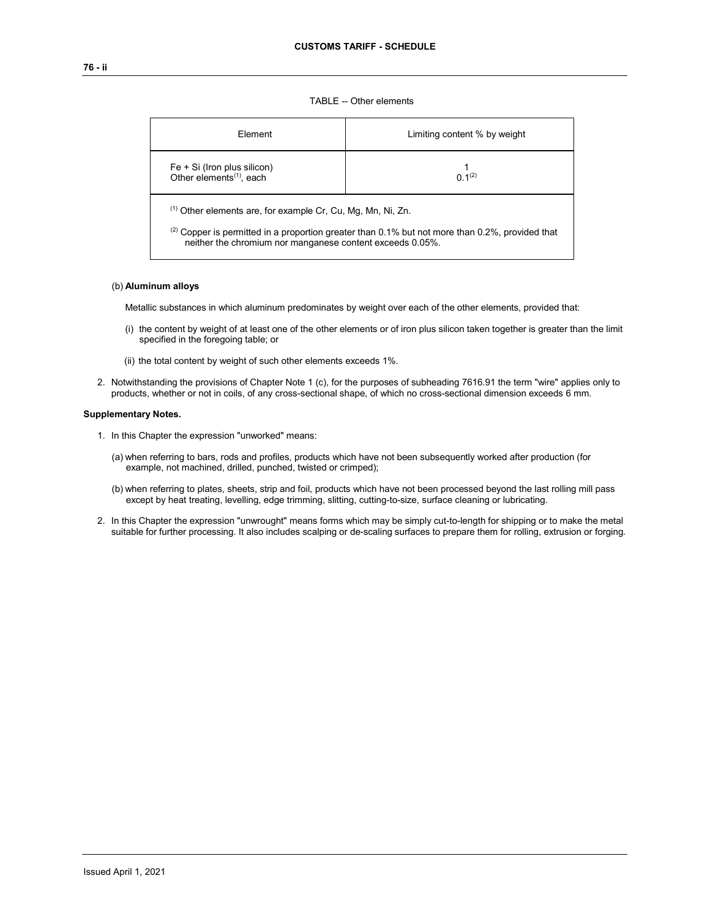TABLE -- Other elements

| Element | Limiting content % by weight |
|---|---|
| Fe + Si (Iron plus silicon) | 1 |
| Other elements[(1)], each | 0.1[(2)] |

[(1)] Other elements are, for example Cr, Cu, Mg, Mn, Ni, Zn.

[(2)] Copper is permitted in a proportion greater than 0.1% but not more than 0.2%, provided that neither the chromium nor manganese content exceeds 0.05%.

(b) **Aluminum alloys**

Metallic substances in which aluminum predominates by weight over each of the other elements, provided that:

(i) the content by weight of at least one of the other elements or of iron plus silicon taken together is greater than the limit specified in the foregoing table; or

(ii) the total content by weight of such other elements exceeds 1%.

2. Notwithstanding the provisions of Chapter Note 1 (c), for the purposes of subheading 7616.91 the term "wire" applies only to products, whether or not in coils, of any cross-sectional shape, of which no cross-sectional dimension exceeds 6 mm.

**Supplementary Notes.**

1. In this Chapter the expression "unworked" means:

   (a) when referring to bars, rods and profiles, products which have not been subsequently worked after production (for example, not machined, drilled, punched, twisted or crimped);

   (b) when referring to plates, sheets, strip and foil, products which have not been processed beyond the last rolling mill pass except by heat treating, levelling, edge trimming, slitting, cutting-to-size, surface cleaning or lubricating.

2. In this Chapter the expression "unwrought" means forms which may be simply cut-to-length for shipping or to make the metal suitable for further processing. It also includes scalping or de-scaling surfaces to prepare them for rolling, extrusion or forging.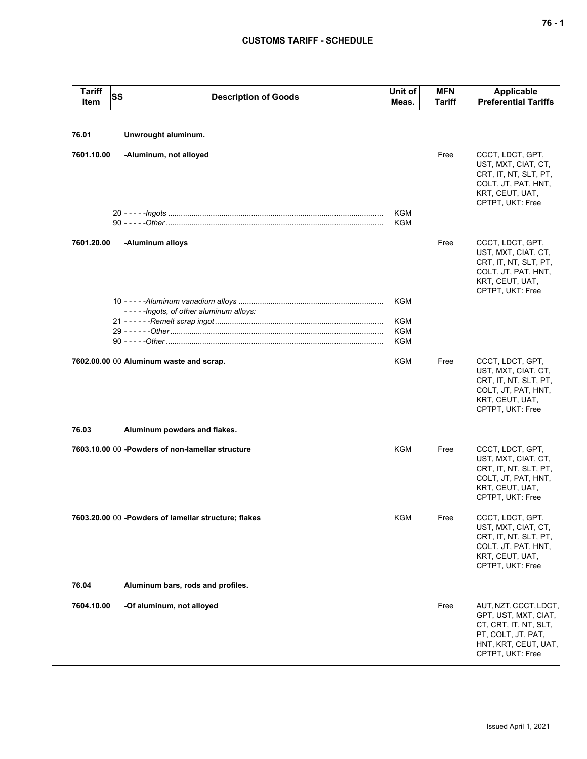| Tariff Item | SS | Description of Goods | Unit of Meas. | MFN Tariff | Applicable Preferential Tariffs |
|---|---|---|---|---|---|
| 76.01 | | **Unwrought aluminum.** | | | |
| 7601.10.00 | | **-Aluminum, not alloyed** | | Free | CCCT, LDCT, GPT, UST, MXT, CIAT, CT, CRT, IT, NT, SLT, PT, COLT, JT, PAT, HNT, KRT, CEUT, UAT, CPTPT, UKT: Free |
| | 20 | - - - - -*Ingots* | KGM | | |
| | 90 | - - - - -*Other* | KGM | | |
| 7601.20.00 | | **-Aluminum alloys** | | Free | CCCT, LDCT, GPT, UST, MXT, CIAT, CT, CRT, IT, NT, SLT, PT, COLT, JT, PAT, HNT, KRT, CEUT, UAT, CPTPT, UKT: Free |
| | 10 | - - - - -*Aluminum vanadium alloys* | KGM | | |
| | | - - - - -*Ingots, of other aluminum alloys:* | | | |
| | 21 | - - - - - -*Remelt scrap ingot* | KGM | | |
| | 29 | - - - - - -*Other* | KGM | | |
| | 90 | - - - - -*Other* | KGM | | |
| 7602.00.00 | 00 | **Aluminum waste and scrap.** | KGM | Free | CCCT, LDCT, GPT, UST, MXT, CIAT, CT, CRT, IT, NT, SLT, PT, COLT, JT, PAT, HNT, KRT, CEUT, UAT, CPTPT, UKT: Free |
| 76.03 | | **Aluminum powders and flakes.** | | | |
| 7603.10.00 | 00 | **-Powders of non-lamellar structure** | KGM | Free | CCCT, LDCT, GPT, UST, MXT, CIAT, CT, CRT, IT, NT, SLT, PT, COLT, JT, PAT, HNT, KRT, CEUT, UAT, CPTPT, UKT: Free |
| 7603.20.00 | 00 | **-Powders of lamellar structure; flakes** | KGM | Free | CCCT, LDCT, GPT, UST, MXT, CIAT, CT, CRT, IT, NT, SLT, PT, COLT, JT, PAT, HNT, KRT, CEUT, UAT, CPTPT, UKT: Free |
| 76.04 | | **Aluminum bars, rods and profiles.** | | | |
| 7604.10.00 | | **-Of aluminum, not alloyed** | | Free | AUT, NZT, CCCT, LDCT, GPT, UST, MXT, CIAT, CT, CRT, IT, NT, SLT, PT, COLT, JT, PAT, HNT, KRT, CEUT, UAT, CPTPT, UKT: Free |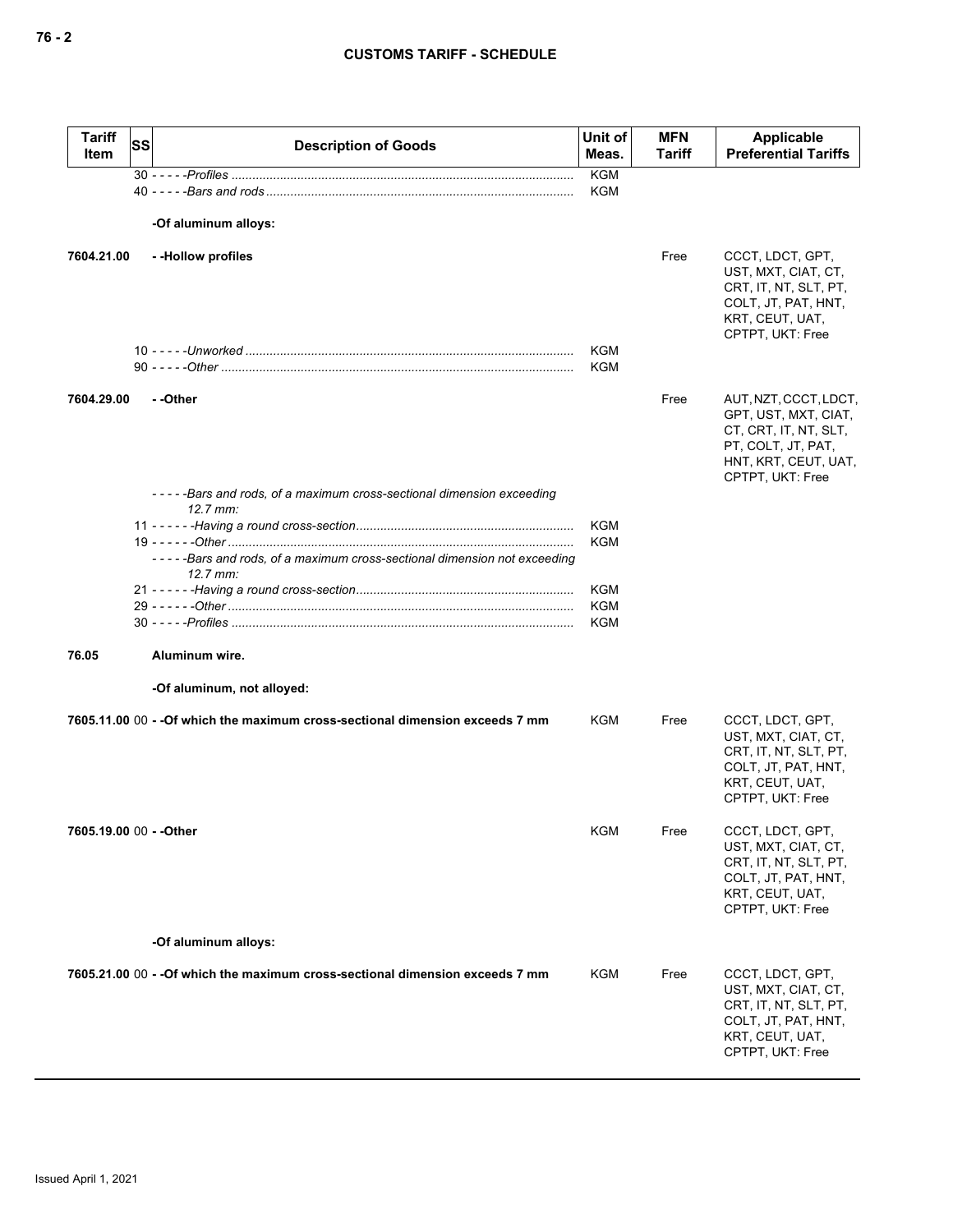| Tariff Item | SS | Description of Goods | Unit of Meas. | MFN Tariff | Applicable Preferential Tariffs |
|---|---|---|---|---|---|
| | | 30 - - - - -*Profiles* | KGM | | |
| | | 40 - - - - -*Bars and rods* | KGM | | |
| | | **-Of aluminum alloys:** | | | |
| **7604.21.00** | | **- -Hollow profiles** | | Free | CCCT, LDCT, GPT, UST, MXT, CIAT, CT, CRT, IT, NT, SLT, PT, COLT, JT, PAT, HNT, KRT, CEUT, UAT, CPTPT, UKT: Free |
| | | 10 - - - - -*Unworked* | KGM | | |
| | | 90 - - - - -*Other* | KGM | | |
| **7604.29.00** | | **- -Other** | | Free | AUT, NZT, CCCT, LDCT, GPT, UST, MXT, CIAT, CT, CRT, IT, NT, SLT, PT, COLT, JT, PAT, HNT, KRT, CEUT, UAT, CPTPT, UKT: Free |
| | | - - - - -*Bars and rods, of a maximum cross-sectional dimension exceeding 12.7 mm:* | | | |
| | | 11 - - - - - -*Having a round cross-section* | KGM | | |
| | | 19 - - - - - -*Other* | KGM | | |
| | | - - - - -*Bars and rods, of a maximum cross-sectional dimension not exceeding 12.7 mm:* | | | |
| | | 21 - - - - - -*Having a round cross-section* | KGM | | |
| | | 29 - - - - - -*Other* | KGM | | |
| | | 30 - - - - -*Profiles* | KGM | | |
| **76.05** | | **Aluminum wire.** | | | |
| | | **-Of aluminum, not alloyed:** | | | |
| **7605.11.00** | 00 | **- -Of which the maximum cross-sectional dimension exceeds 7 mm** | KGM | Free | CCCT, LDCT, GPT, UST, MXT, CIAT, CT, CRT, IT, NT, SLT, PT, COLT, JT, PAT, HNT, KRT, CEUT, UAT, CPTPT, UKT: Free |
| **7605.19.00** | 00 | **- -Other** | KGM | Free | CCCT, LDCT, GPT, UST, MXT, CIAT, CT, CRT, IT, NT, SLT, PT, COLT, JT, PAT, HNT, KRT, CEUT, UAT, CPTPT, UKT: Free |
| | | **-Of aluminum alloys:** | | | |
| **7605.21.00** | 00 | **- -Of which the maximum cross-sectional dimension exceeds 7 mm** | KGM | Free | CCCT, LDCT, GPT, UST, MXT, CIAT, CT, CRT, IT, NT, SLT, PT, COLT, JT, PAT, HNT, KRT, CEUT, UAT, CPTPT, UKT: Free |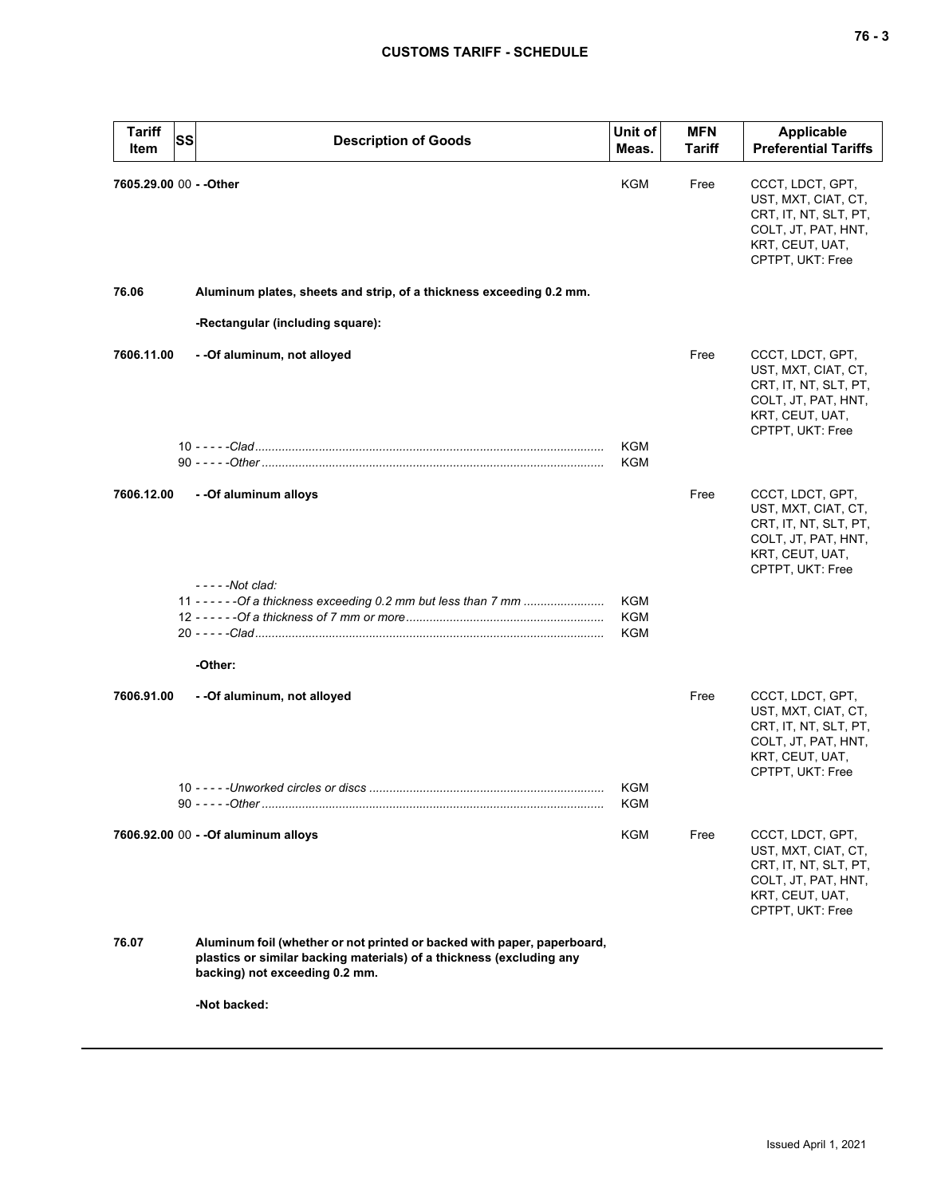| Tariff Item | SS | Description of Goods | Unit of Meas. | MFN Tariff | Applicable Preferential Tariffs |
|---|---|---|---|---|---|
| 7605.29.00 | 00 | - -Other | KGM | Free | CCCT, LDCT, GPT, UST, MXT, CIAT, CT, CRT, IT, NT, SLT, PT, COLT, JT, PAT, HNT, KRT, CEUT, UAT, CPTPT, UKT: Free |
| **76.06** | | **Aluminum plates, sheets and strip, of a thickness exceeding 0.2 mm.** | | | |
| | | **-Rectangular (including square):** | | | |
| 7606.11.00 | | - -Of aluminum, not alloyed | | Free | CCCT, LDCT, GPT, UST, MXT, CIAT, CT, CRT, IT, NT, SLT, PT, COLT, JT, PAT, HNT, KRT, CEUT, UAT, CPTPT, UKT: Free |
| | 10 | - - - - -*Clad* | KGM | | |
| | 90 | - - - - -*Other* | KGM | | |
| 7606.12.00 | | - -Of aluminum alloys | | Free | CCCT, LDCT, GPT, UST, MXT, CIAT, CT, CRT, IT, NT, SLT, PT, COLT, JT, PAT, HNT, KRT, CEUT, UAT, CPTPT, UKT: Free |
| | | - - - - -*Not clad:* | | | |
| | 11 | - - - - - -*Of a thickness exceeding 0.2 mm but less than 7 mm* | KGM | | |
| | 12 | - - - - - -*Of a thickness of 7 mm or more* | KGM | | |
| | 20 | - - - - -*Clad* | KGM | | |
| | | **-Other:** | | | |
| 7606.91.00 | | - -Of aluminum, not alloyed | | Free | CCCT, LDCT, GPT, UST, MXT, CIAT, CT, CRT, IT, NT, SLT, PT, COLT, JT, PAT, HNT, KRT, CEUT, UAT, CPTPT, UKT: Free |
| | 10 | - - - - -*Unworked circles or discs* | KGM | | |
| | 90 | - - - - -*Other* | KGM | | |
| 7606.92.00 | 00 | - -Of aluminum alloys | KGM | Free | CCCT, LDCT, GPT, UST, MXT, CIAT, CT, CRT, IT, NT, SLT, PT, COLT, JT, PAT, HNT, KRT, CEUT, UAT, CPTPT, UKT: Free |
| **76.07** | | **Aluminum foil (whether or not printed or backed with paper, paperboard, plastics or similar backing materials) of a thickness (excluding any backing) not exceeding 0.2 mm.** | | | |
| | | **-Not backed:** | | | |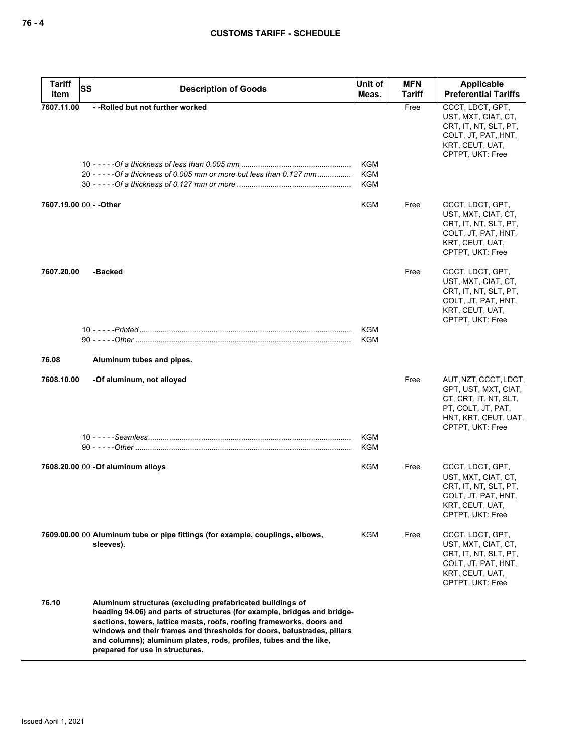| Tariff Item | SS | Description of Goods | Unit of Meas. | MFN Tariff | Applicable Preferential Tariffs |
|---|---|---|---|---|---|
| 7607.11.00 | | **- -Rolled but not further worked** | | Free | CCCT, LDCT, GPT, UST, MXT, CIAT, CT, CRT, IT, NT, SLT, PT, COLT, JT, PAT, HNT, KRT, CEUT, UAT, CPTPT, UKT: Free |
| | 10 | - - - - -*Of a thickness of less than 0.005 mm* | KGM | | |
| | 20 | - - - - -*Of a thickness of 0.005 mm or more but less than 0.127 mm* | KGM | | |
| | 30 | - - - - -*Of a thickness of 0.127 mm or more* | KGM | | |
| 7607.19.00 | 00 | **- -Other** | KGM | Free | CCCT, LDCT, GPT, UST, MXT, CIAT, CT, CRT, IT, NT, SLT, PT, COLT, JT, PAT, HNT, KRT, CEUT, UAT, CPTPT, UKT: Free |
| 7607.20.00 | | **-Backed** | | Free | CCCT, LDCT, GPT, UST, MXT, CIAT, CT, CRT, IT, NT, SLT, PT, COLT, JT, PAT, HNT, KRT, CEUT, UAT, CPTPT, UKT: Free |
| | 10 | - - - - -*Printed* | KGM | | |
| | 90 | - - - - -*Other* | KGM | | |
| 76.08 | | **Aluminum tubes and pipes.** | | | |
| 7608.10.00 | | **-Of aluminum, not alloyed** | | Free | AUT, NZT, CCCT, LDCT, GPT, UST, MXT, CIAT, CT, CRT, IT, NT, SLT, PT, COLT, JT, PAT, HNT, KRT, CEUT, UAT, CPTPT, UKT: Free |
| | 10 | - - - - -*Seamless* | KGM | | |
| | 90 | - - - - -*Other* | KGM | | |
| 7608.20.00 | 00 | **-Of aluminum alloys** | KGM | Free | CCCT, LDCT, GPT, UST, MXT, CIAT, CT, CRT, IT, NT, SLT, PT, COLT, JT, PAT, HNT, KRT, CEUT, UAT, CPTPT, UKT: Free |
| 7609.00.00 | 00 | **Aluminum tube or pipe fittings (for example, couplings, elbows, sleeves).** | KGM | Free | CCCT, LDCT, GPT, UST, MXT, CIAT, CT, CRT, IT, NT, SLT, PT, COLT, JT, PAT, HNT, KRT, CEUT, UAT, CPTPT, UKT: Free |
| 76.10 | | **Aluminum structures (excluding prefabricated buildings of heading 94.06) and parts of structures (for example, bridges and bridge-sections, towers, lattice masts, roofs, roofing frameworks, doors and windows and their frames and thresholds for doors, balustrades, pillars and columns); aluminum plates, rods, profiles, tubes and the like, prepared for use in structures.** | | | |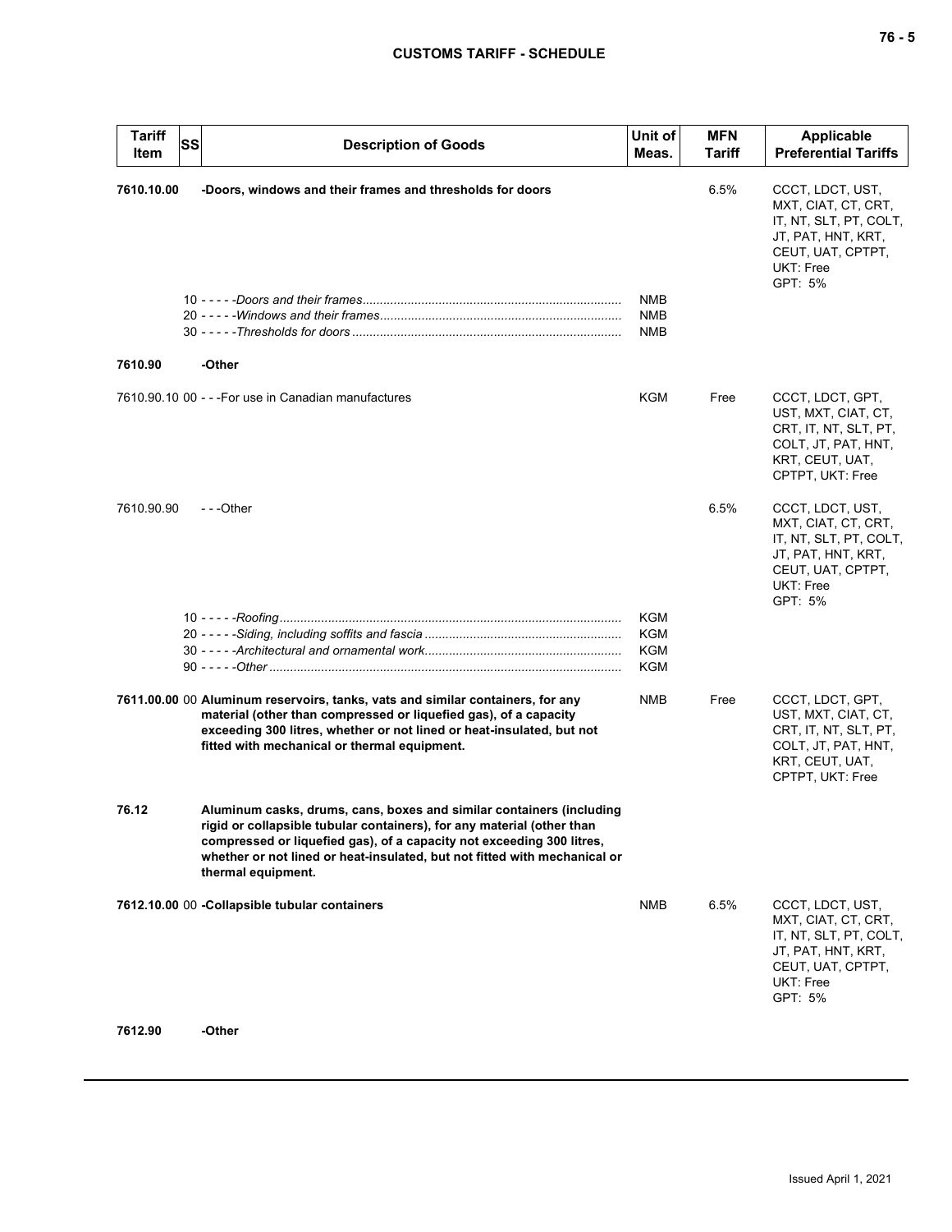| Tariff Item | SS | Description of Goods | Unit of Meas. | MFN Tariff | Applicable Preferential Tariffs |
|---|---|---|---|---|---|
| **7610.10.00** | | **-Doors, windows and their frames and thresholds for doors** | | 6.5% | CCCT, LDCT, UST, MXT, CIAT, CT, CRT, IT, NT, SLT, PT, COLT, JT, PAT, HNT, KRT, CEUT, UAT, CPTPT, UKT: Free<br>GPT: 5% |
| | 10 | -----*Doors and their frames* | NMB | | |
| | 20 | -----*Windows and their frames* | NMB | | |
| | 30 | -----*Thresholds for doors* | NMB | | |
| **7610.90** | | **-Other** | | | |
| 7610.90.10 | 00 | ---For use in Canadian manufactures | KGM | Free | CCCT, LDCT, GPT, UST, MXT, CIAT, CT, CRT, IT, NT, SLT, PT, COLT, JT, PAT, HNT, KRT, CEUT, UAT, CPTPT, UKT: Free |
| 7610.90.90 | | ---Other | | 6.5% | CCCT, LDCT, UST, MXT, CIAT, CT, CRT, IT, NT, SLT, PT, COLT, JT, PAT, HNT, KRT, CEUT, UAT, CPTPT, UKT: Free<br>GPT: 5% |
| | 10 | -----*Roofing* | KGM | | |
| | 20 | -----*Siding, including soffits and fascia* | KGM | | |
| | 30 | -----*Architectural and ornamental work* | KGM | | |
| | 90 | -----*Other* | KGM | | |
| **7611.00.00** | 00 | **Aluminum reservoirs, tanks, vats and similar containers, for any material (other than compressed or liquefied gas), of a capacity exceeding 300 litres, whether or not lined or heat-insulated, but not fitted with mechanical or thermal equipment.** | NMB | Free | CCCT, LDCT, GPT, UST, MXT, CIAT, CT, CRT, IT, NT, SLT, PT, COLT, JT, PAT, HNT, KRT, CEUT, UAT, CPTPT, UKT: Free |
| **76.12** | | **Aluminum casks, drums, cans, boxes and similar containers (including rigid or collapsible tubular containers), for any material (other than compressed or liquefied gas), of a capacity not exceeding 300 litres, whether or not lined or heat-insulated, but not fitted with mechanical or thermal equipment.** | | | |
| **7612.10.00** | 00 | **-Collapsible tubular containers** | NMB | 6.5% | CCCT, LDCT, UST, MXT, CIAT, CT, CRT, IT, NT, SLT, PT, COLT, JT, PAT, HNT, KRT, CEUT, UAT, CPTPT, UKT: Free<br>GPT: 5% |
| **7612.90** | | **-Other** | | | |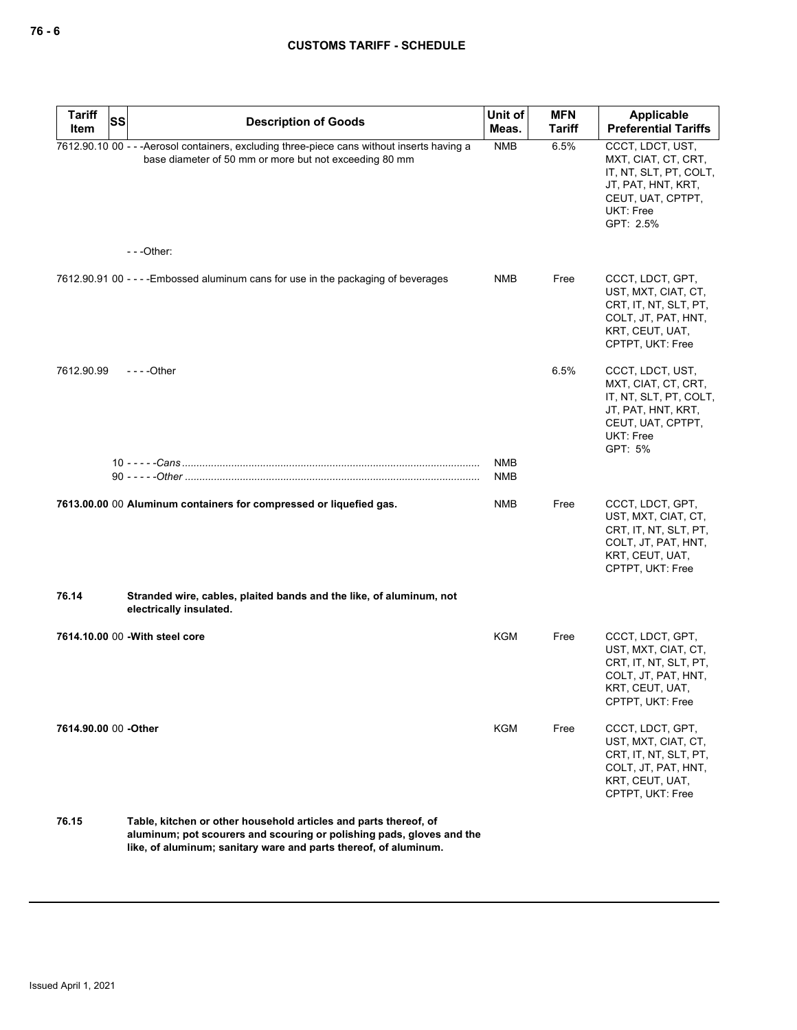| Tariff Item | SS | Description of Goods | Unit of Meas. | MFN Tariff | Applicable Preferential Tariffs |
|---|---|---|---|---|---|
| 7612.90.10 | 00 | - - -Aerosol containers, excluding three-piece cans without inserts having a base diameter of 50 mm or more but not exceeding 80 mm | NMB | 6.5% | CCCT, LDCT, UST, MXT, CIAT, CT, CRT, IT, NT, SLT, PT, COLT, JT, PAT, HNT, KRT, CEUT, UAT, CPTPT, UKT: Free<br>GPT: 2.5% |
| | | - - -Other: | | | |
| 7612.90.91 | 00 | - - - -Embossed aluminum cans for use in the packaging of beverages | NMB | Free | CCCT, LDCT, GPT, UST, MXT, CIAT, CT, CRT, IT, NT, SLT, PT, COLT, JT, PAT, HNT, KRT, CEUT, UAT, CPTPT, UKT: Free |
| 7612.90.99 | | - - - -Other | | 6.5% | CCCT, LDCT, UST, MXT, CIAT, CT, CRT, IT, NT, SLT, PT, COLT, JT, PAT, HNT, KRT, CEUT, UAT, CPTPT, UKT: Free<br>GPT: 5% |
| | 10 | - - - - -*Cans* | NMB | | |
| | 90 | - - - - -*Other* | NMB | | |
| **7613.00.00** | 00 | **Aluminum containers for compressed or liquefied gas.** | NMB | Free | CCCT, LDCT, GPT, UST, MXT, CIAT, CT, CRT, IT, NT, SLT, PT, COLT, JT, PAT, HNT, KRT, CEUT, UAT, CPTPT, UKT: Free |
| **76.14** | | **Stranded wire, cables, plaited bands and the like, of aluminum, not electrically insulated.** | | | |
| **7614.10.00** | 00 | **-With steel core** | KGM | Free | CCCT, LDCT, GPT, UST, MXT, CIAT, CT, CRT, IT, NT, SLT, PT, COLT, JT, PAT, HNT, KRT, CEUT, UAT, CPTPT, UKT: Free |
| **7614.90.00** | 00 | **-Other** | KGM | Free | CCCT, LDCT, GPT, UST, MXT, CIAT, CT, CRT, IT, NT, SLT, PT, COLT, JT, PAT, HNT, KRT, CEUT, UAT, CPTPT, UKT: Free |
| **76.15** | | **Table, kitchen or other household articles and parts thereof, of aluminum; pot scourers and scouring or polishing pads, gloves and the like, of aluminum; sanitary ware and parts thereof, of aluminum.** | | | |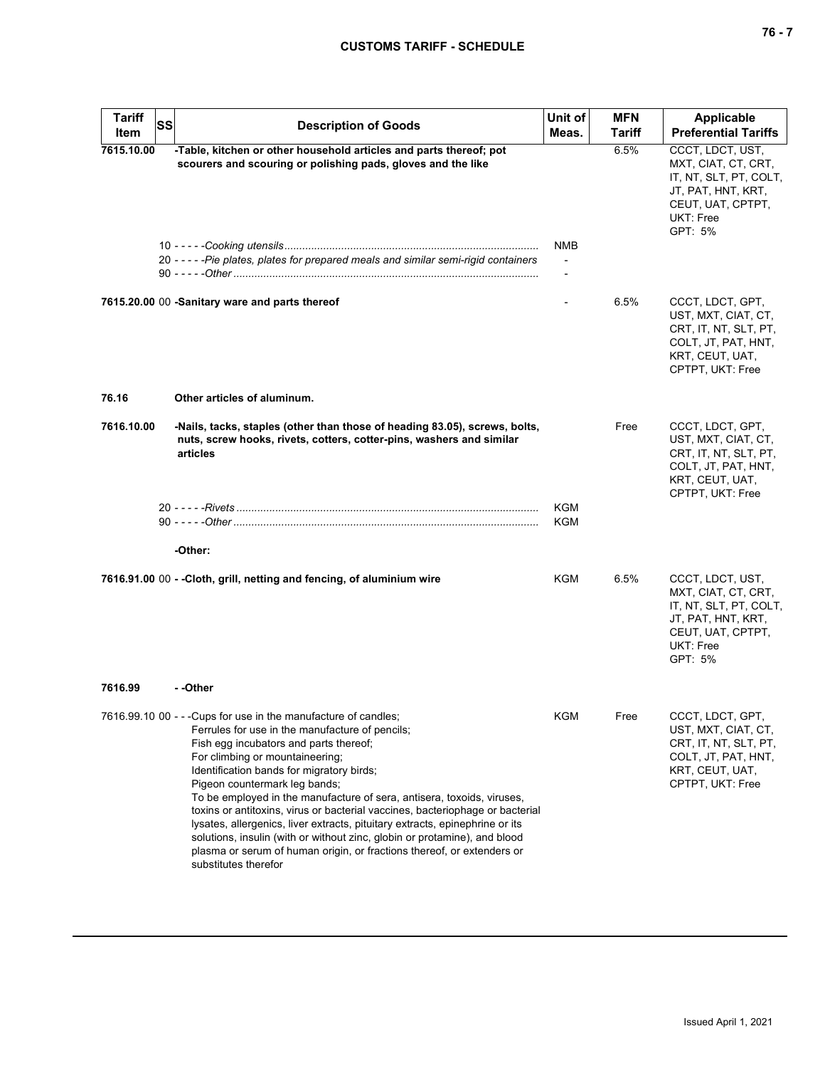| Tariff Item | SS | Description of Goods | Unit of Meas. | MFN Tariff | Applicable Preferential Tariffs |
|---|---|---|---|---|---|
| 7615.10.00 | | -Table, kitchen or other household articles and parts thereof; pot scourers and scouring or polishing pads, gloves and the like | | 6.5% | CCCT, LDCT, UST, MXT, CIAT, CT, CRT, IT, NT, SLT, PT, COLT, JT, PAT, HNT, KRT, CEUT, UAT, CPTPT, UKT: Free<br>GPT: 5% |
| | 10 | - - - - -*Cooking utensils* | NMB | | |
| | 20 | - - - - -*Pie plates, plates for prepared meals and similar semi-rigid containers* | - | | |
| | 90 | - - - - -*Other* | - | | |
| 7615.20.00 | 00 | -Sanitary ware and parts thereof | - | 6.5% | CCCT, LDCT, GPT, UST, MXT, CIAT, CT, CRT, IT, NT, SLT, PT, COLT, JT, PAT, HNT, KRT, CEUT, UAT, CPTPT, UKT: Free |
| 76.16 | | Other articles of aluminum. | | | |
| 7616.10.00 | | -Nails, tacks, staples (other than those of heading 83.05), screws, bolts, nuts, screw hooks, rivets, cotters, cotter-pins, washers and similar articles | | Free | CCCT, LDCT, GPT, UST, MXT, CIAT, CT, CRT, IT, NT, SLT, PT, COLT, JT, PAT, HNT, KRT, CEUT, UAT, CPTPT, UKT: Free |
| | 20 | - - - - -*Rivets* | KGM | | |
| | 90 | - - - - -*Other* | KGM | | |
| | | -Other: | | | |
| 7616.91.00 | 00 | - -Cloth, grill, netting and fencing, of aluminium wire | KGM | 6.5% | CCCT, LDCT, UST, MXT, CIAT, CT, CRT, IT, NT, SLT, PT, COLT, JT, PAT, HNT, KRT, CEUT, UAT, CPTPT, UKT: Free<br>GPT: 5% |
| 7616.99 | | - -Other | | | |
| 7616.99.10 | 00 | - - -Cups for use in the manufacture of candles;<br>Ferrules for use in the manufacture of pencils;<br>Fish egg incubators and parts thereof;<br>For climbing or mountaineering;<br>Identification bands for migratory birds;<br>Pigeon countermark leg bands;<br>To be employed in the manufacture of sera, antisera, toxoids, viruses, toxins or antitoxins, virus or bacterial vaccines, bacteriophage or bacterial lysates, allergenics, liver extracts, pituitary extracts, epinephrine or its solutions, insulin (with or without zinc, globin or protamine), and blood plasma or serum of human origin, or fractions thereof, or extenders or substitutes therefor | KGM | Free | CCCT, LDCT, GPT, UST, MXT, CIAT, CT, CRT, IT, NT, SLT, PT, COLT, JT, PAT, HNT, KRT, CEUT, UAT, CPTPT, UKT: Free |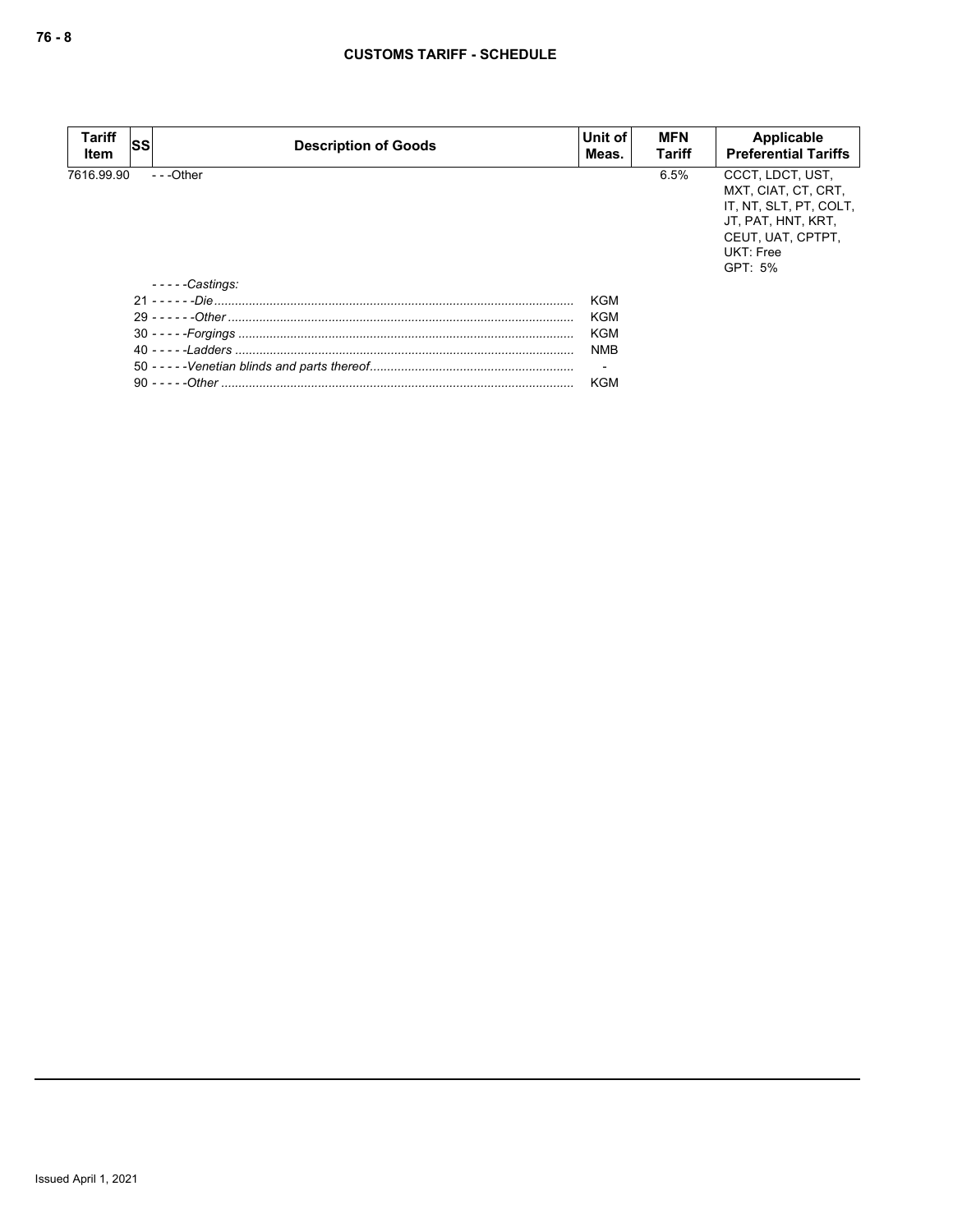| Tariff Item | SS | Description of Goods | Unit of Meas. | MFN Tariff | Applicable Preferential Tariffs |
|---|---|---|---|---|---|
| 7616.99.90 | | - - -Other | | 6.5% | CCCT, LDCT, UST, MXT, CIAT, CT, CRT, IT, NT, SLT, PT, COLT, JT, PAT, HNT, KRT, CEUT, UAT, CPTPT, UKT: Free<br>GPT: 5% |
| | | *- - - - -Castings:* | | | |
| | 21 | *- - - - - -Die* | KGM | | |
| | 29 | *- - - - - -Other* | KGM | | |
| | 30 | *- - - - -Forgings* | KGM | | |
| | 40 | *- - - - -Ladders* | NMB | | |
| | 50 | *- - - - -Venetian blinds and parts thereof* | - | | |
| | 90 | *- - - - -Other* | KGM | | |